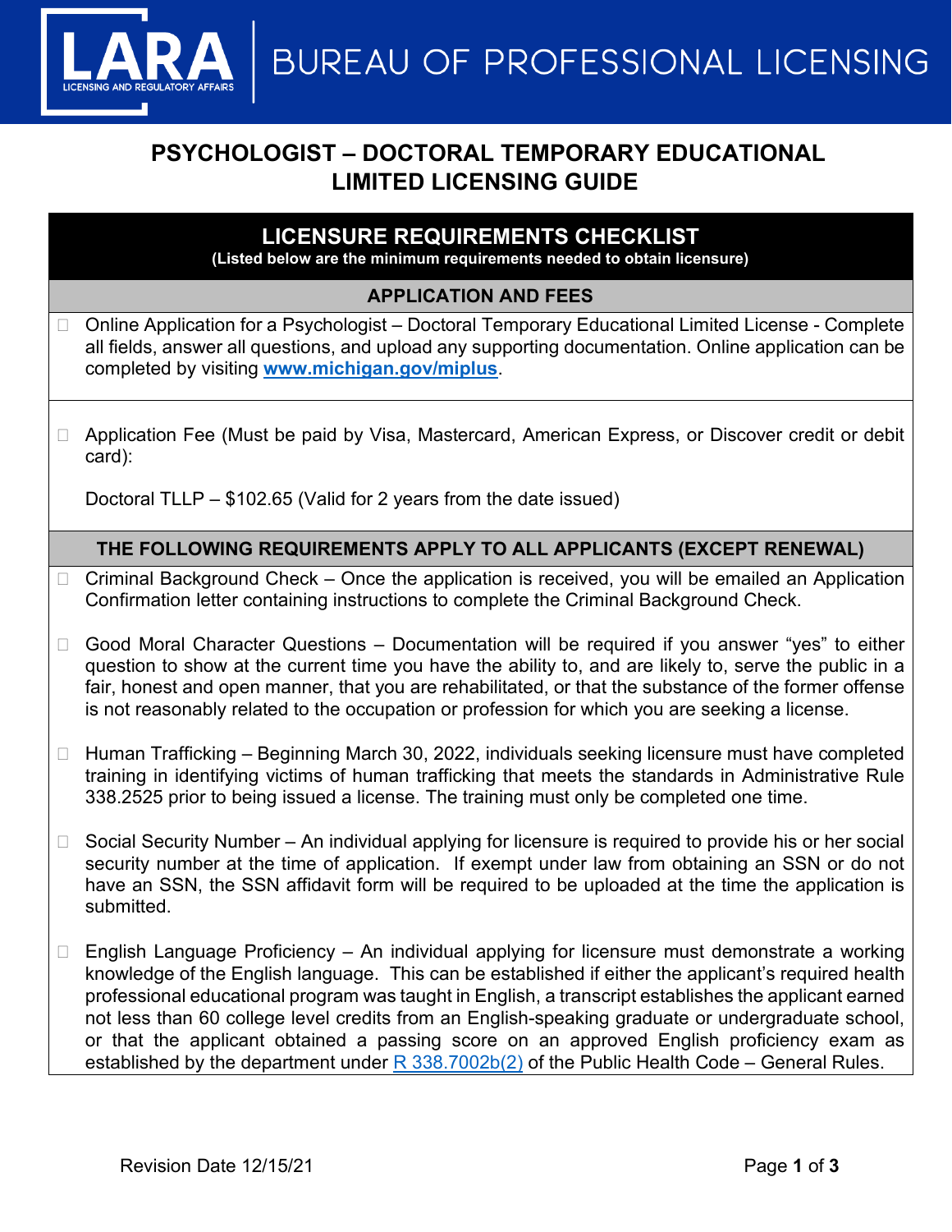# PSYCHOLOGIST – DOCTORAL TEMPORARY EDUCATIONAL LIMITED LICENSING GUIDE

## LICENSURE REQUIREMENTS CHECKLIST

**(Listed below are the minimum requirements needed to obtain licensure)**

### APPLICATION AND FEES

- ☐ Online Application for a Psychologist – Doctoral Temporary Educational Limited License - Complete all fields, answer all questions, and upload any supporting documentation. Online application can be completed by visiting **www.michigan.gov/miplus**.

- ☐ Application Fee (Must be paid by Visa, Mastercard, American Express, or Discover credit or debit card):

  Doctoral TLLP – $102.65 (Valid for 2 years from the date issued)

### THE FOLLOWING REQUIREMENTS APPLY TO ALL APPLICANTS (EXCEPT RENEWAL)

- ☐ Criminal Background Check – Once the application is received, you will be emailed an Application Confirmation letter containing instructions to complete the Criminal Background Check.

- ☐ Good Moral Character Questions – Documentation will be required if you answer "yes" to either question to show at the current time you have the ability to, and are likely to, serve the public in a fair, honest and open manner, that you are rehabilitated, or that the substance of the former offense is not reasonably related to the occupation or profession for which you are seeking a license.

- ☐ Human Trafficking – Beginning March 30, 2022, individuals seeking licensure must have completed training in identifying victims of human trafficking that meets the standards in Administrative Rule 338.2525 prior to being issued a license. The training must only be completed one time.

- ☐ Social Security Number – An individual applying for licensure is required to provide his or her social security number at the time of application. If exempt under law from obtaining an SSN or do not have an SSN, the SSN affidavit form will be required to be uploaded at the time the application is submitted.

- ☐ English Language Proficiency – An individual applying for licensure must demonstrate a working knowledge of the English language. This can be established if either the applicant's required health professional educational program was taught in English, a transcript establishes the applicant earned not less than 60 college level credits from an English-speaking graduate or undergraduate school, or that the applicant obtained a passing score on an approved English proficiency exam as established by the department under R 338.7002b(2) of the Public Health Code – General Rules.

Revision Date 12/15/21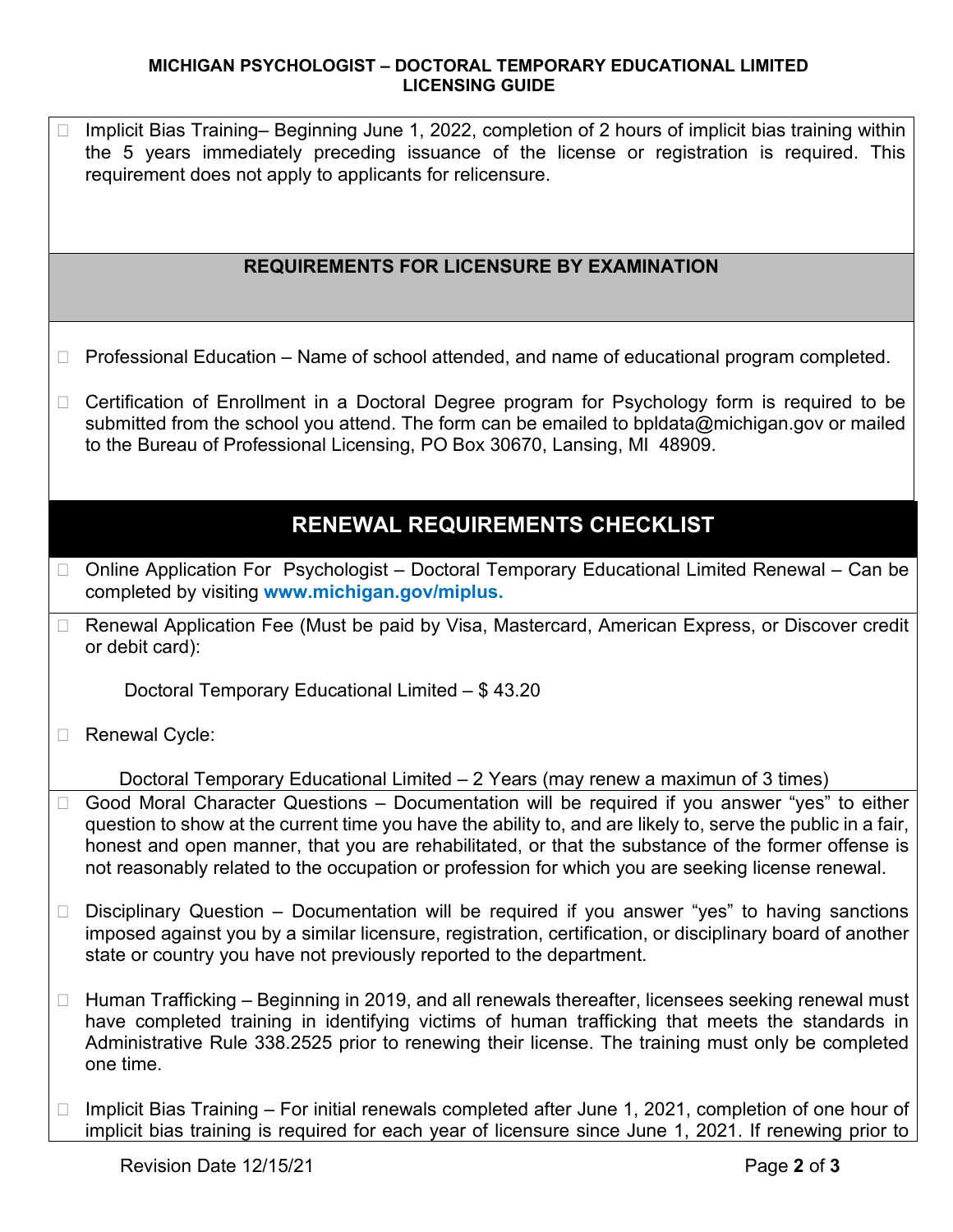- Implicit Bias Training– Beginning June 1, 2022, completion of 2 hours of implicit bias training within the 5 years immediately preceding issuance of the license or registration is required. This requirement does not apply to applicants for relicensure.

## REQUIREMENTS FOR LICENSURE BY EXAMINATION

- Professional Education – Name of school attended, and name of educational program completed.
- Certification of Enrollment in a Doctoral Degree program for Psychology form is required to be submitted from the school you attend. The form can be emailed to bpldata@michigan.gov or mailed to the Bureau of Professional Licensing, PO Box 30670, Lansing, MI 48909.

## RENEWAL REQUIREMENTS CHECKLIST

- Online Application For Psychologist – Doctoral Temporary Educational Limited Renewal – Can be completed by visiting **www.michigan.gov/miplus.**
- Renewal Application Fee (Must be paid by Visa, Mastercard, American Express, or Discover credit or debit card):

  Doctoral Temporary Educational Limited – $ 43.20

- Renewal Cycle:

  Doctoral Temporary Educational Limited – 2 Years (may renew a maximun of 3 times)

- Good Moral Character Questions – Documentation will be required if you answer "yes" to either question to show at the current time you have the ability to, and are likely to, serve the public in a fair, honest and open manner, that you are rehabilitated, or that the substance of the former offense is not reasonably related to the occupation or profession for which you are seeking license renewal.
- Disciplinary Question – Documentation will be required if you answer "yes" to having sanctions imposed against you by a similar licensure, registration, certification, or disciplinary board of another state or country you have not previously reported to the department.
- Human Trafficking – Beginning in 2019, and all renewals thereafter, licensees seeking renewal must have completed training in identifying victims of human trafficking that meets the standards in Administrative Rule 338.2525 prior to renewing their license. The training must only be completed one time.
- Implicit Bias Training – For initial renewals completed after June 1, 2021, completion of one hour of implicit bias training is required for each year of licensure since June 1, 2021. If renewing prior to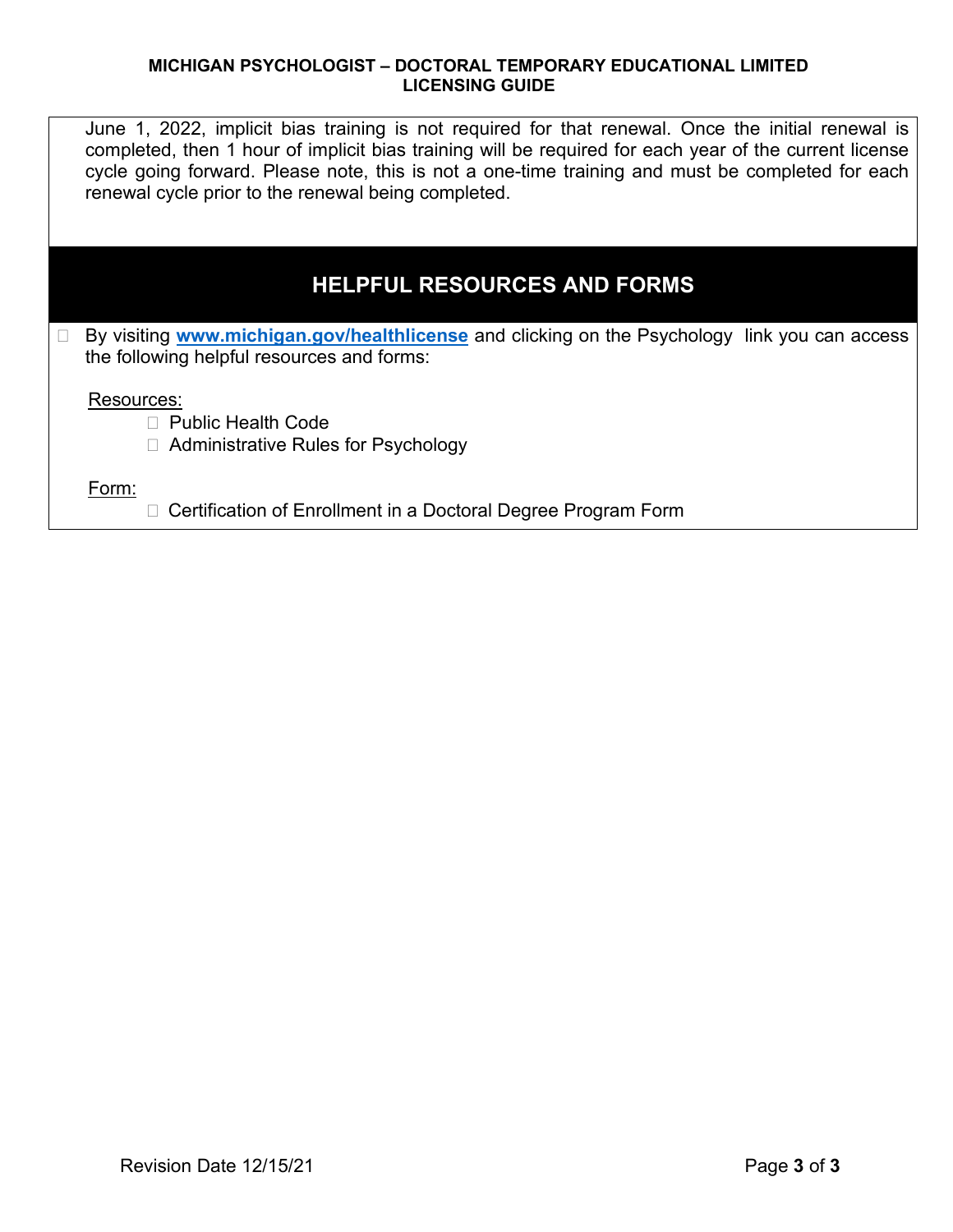June 1, 2022, implicit bias training is not required for that renewal. Once the initial renewal is completed, then 1 hour of implicit bias training will be required for each year of the current license cycle going forward. Please note, this is not a one-time training and must be completed for each renewal cycle prior to the renewal being completed.

## HELPFUL RESOURCES AND FORMS

- By visiting **www.michigan.gov/healthlicense** and clicking on the Psychology link you can access the following helpful resources and forms:

  Resources:
  - Public Health Code
  - Administrative Rules for Psychology

  Form:
  - Certification of Enrollment in a Doctoral Degree Program Form